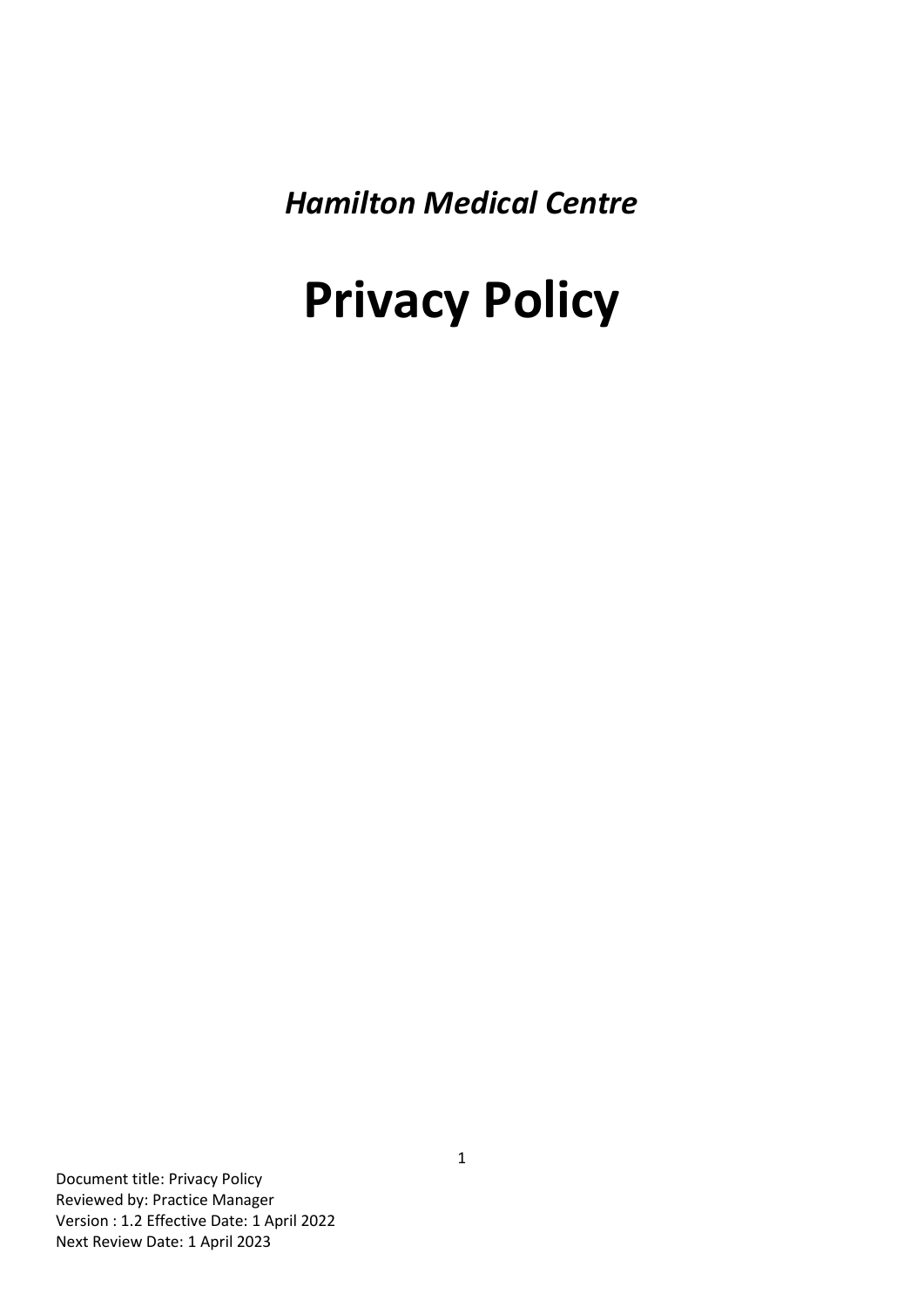*Hamilton Medical Centre*

# Privacy Policy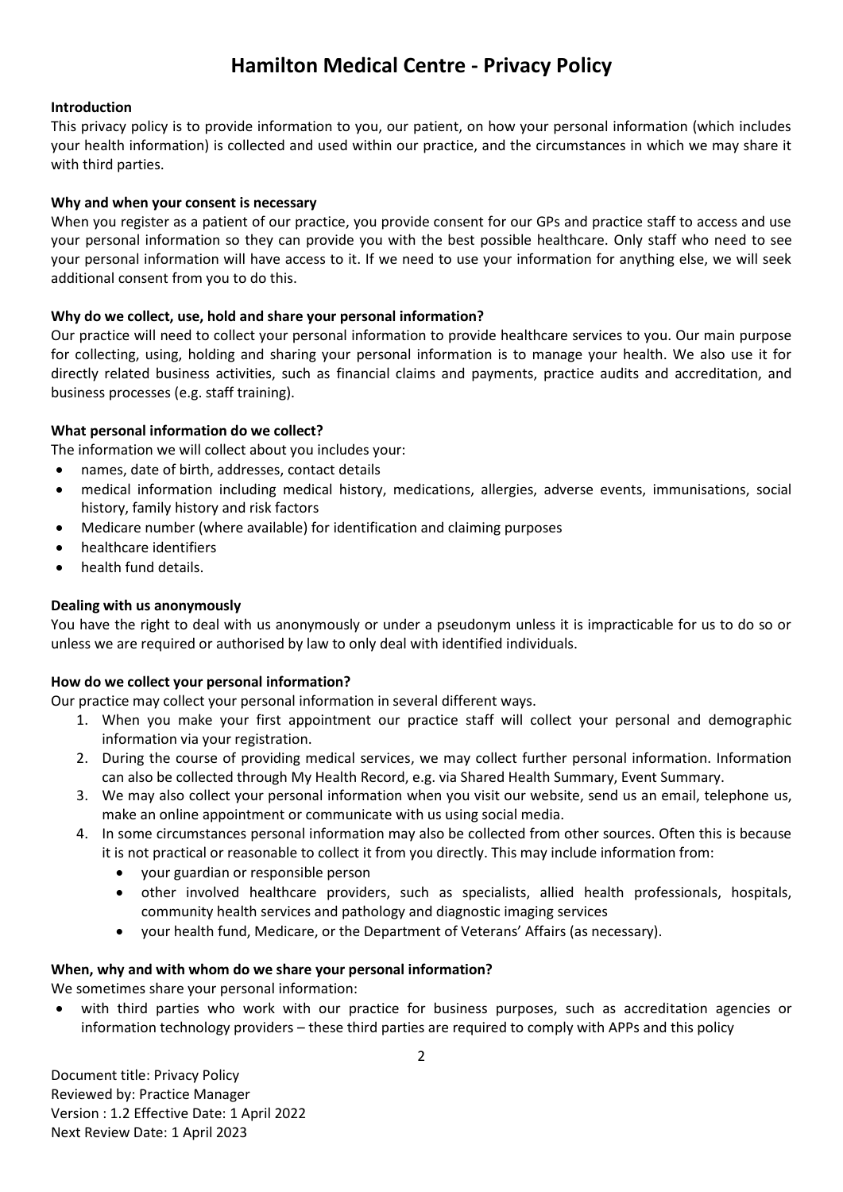# Hamilton Medical Centre - Privacy Policy

**Introduction**

This privacy policy is to provide information to you, our patient, on how your personal information (which includes your health information) is collected and used within our practice, and the circumstances in which we may share it with third parties.

**Why and when your consent is necessary**

When you register as a patient of our practice, you provide consent for our GPs and practice staff to access and use your personal information so they can provide you with the best possible healthcare. Only staff who need to see your personal information will have access to it. If we need to use your information for anything else, we will seek additional consent from you to do this.

**Why do we collect, use, hold and share your personal information?**

Our practice will need to collect your personal information to provide healthcare services to you. Our main purpose for collecting, using, holding and sharing your personal information is to manage your health. We also use it for directly related business activities, such as financial claims and payments, practice audits and accreditation, and business processes (e.g. staff training).

**What personal information do we collect?**

The information we will collect about you includes your:

- names, date of birth, addresses, contact details
- medical information including medical history, medications, allergies, adverse events, immunisations, social history, family history and risk factors
- Medicare number (where available) for identification and claiming purposes
- healthcare identifiers
- health fund details.

**Dealing with us anonymously**

You have the right to deal with us anonymously or under a pseudonym unless it is impracticable for us to do so or unless we are required or authorised by law to only deal with identified individuals.

**How do we collect your personal information?**

Our practice may collect your personal information in several different ways.

1. When you make your first appointment our practice staff will collect your personal and demographic information via your registration.
2. During the course of providing medical services, we may collect further personal information. Information can also be collected through My Health Record, e.g. via Shared Health Summary, Event Summary.
3. We may also collect your personal information when you visit our website, send us an email, telephone us, make an online appointment or communicate with us using social media.
4. In some circumstances personal information may also be collected from other sources. Often this is because it is not practical or reasonable to collect it from you directly. This may include information from:
   - your guardian or responsible person
   - other involved healthcare providers, such as specialists, allied health professionals, hospitals, community health services and pathology and diagnostic imaging services
   - your health fund, Medicare, or the Department of Veterans' Affairs (as necessary).

**When, why and with whom do we share your personal information?**

We sometimes share your personal information:

- with third parties who work with our practice for business purposes, such as accreditation agencies or information technology providers – these third parties are required to comply with APPs and this policy

Document title: Privacy Policy
Reviewed by: Practice Manager
Version : 1.2 Effective Date: 1 April 2022
Next Review Date: 1 April 2023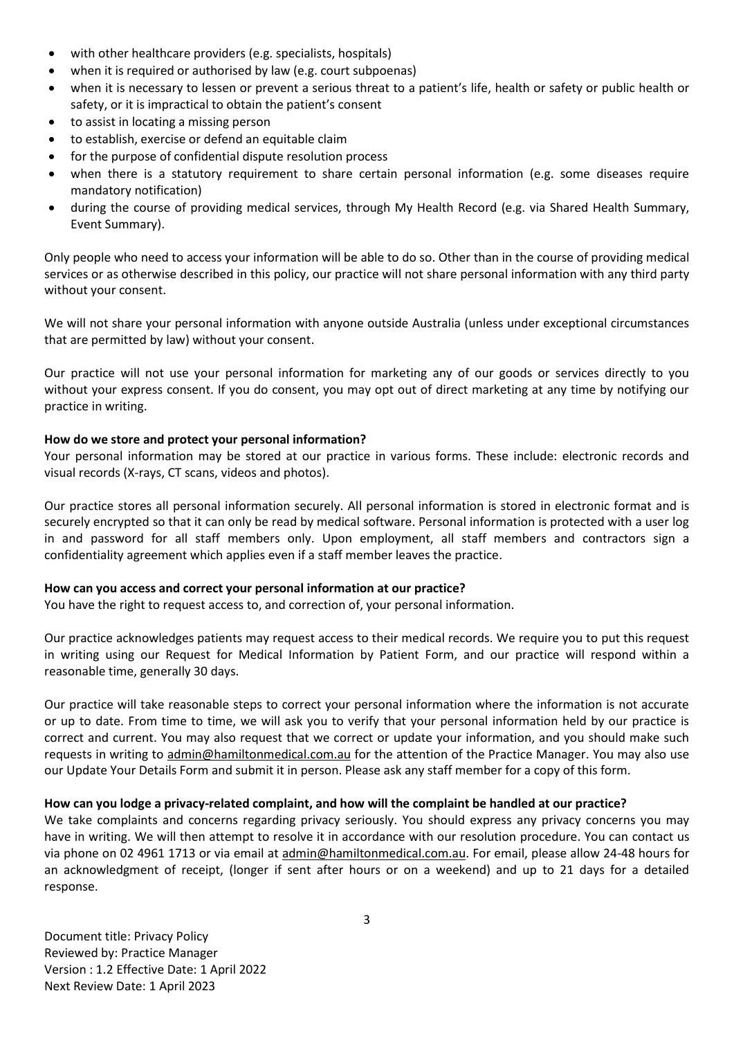- with other healthcare providers (e.g. specialists, hospitals)
- when it is required or authorised by law (e.g. court subpoenas)
- when it is necessary to lessen or prevent a serious threat to a patient's life, health or safety or public health or safety, or it is impractical to obtain the patient's consent
- to assist in locating a missing person
- to establish, exercise or defend an equitable claim
- for the purpose of confidential dispute resolution process
- when there is a statutory requirement to share certain personal information (e.g. some diseases require mandatory notification)
- during the course of providing medical services, through My Health Record (e.g. via Shared Health Summary, Event Summary).

Only people who need to access your information will be able to do so. Other than in the course of providing medical services or as otherwise described in this policy, our practice will not share personal information with any third party without your consent.

We will not share your personal information with anyone outside Australia (unless under exceptional circumstances that are permitted by law) without your consent.

Our practice will not use your personal information for marketing any of our goods or services directly to you without your express consent. If you do consent, you may opt out of direct marketing at any time by notifying our practice in writing.

**How do we store and protect your personal information?**

Your personal information may be stored at our practice in various forms. These include: electronic records and visual records (X-rays, CT scans, videos and photos).

Our practice stores all personal information securely. All personal information is stored in electronic format and is securely encrypted so that it can only be read by medical software. Personal information is protected with a user log in and password for all staff members only. Upon employment, all staff members and contractors sign a confidentiality agreement which applies even if a staff member leaves the practice.

**How can you access and correct your personal information at our practice?**

You have the right to request access to, and correction of, your personal information.

Our practice acknowledges patients may request access to their medical records. We require you to put this request in writing using our Request for Medical Information by Patient Form, and our practice will respond within a reasonable time, generally 30 days.

Our practice will take reasonable steps to correct your personal information where the information is not accurate or up to date. From time to time, we will ask you to verify that your personal information held by our practice is correct and current. You may also request that we correct or update your information, and you should make such requests in writing to admin@hamiltonmedical.com.au for the attention of the Practice Manager. You may also use our Update Your Details Form and submit it in person. Please ask any staff member for a copy of this form.

**How can you lodge a privacy-related complaint, and how will the complaint be handled at our practice?**

We take complaints and concerns regarding privacy seriously. You should express any privacy concerns you may have in writing. We will then attempt to resolve it in accordance with our resolution procedure. You can contact us via phone on 02 4961 1713 or via email at admin@hamiltonmedical.com.au. For email, please allow 24-48 hours for an acknowledgment of receipt, (longer if sent after hours or on a weekend) and up to 21 days for a detailed response.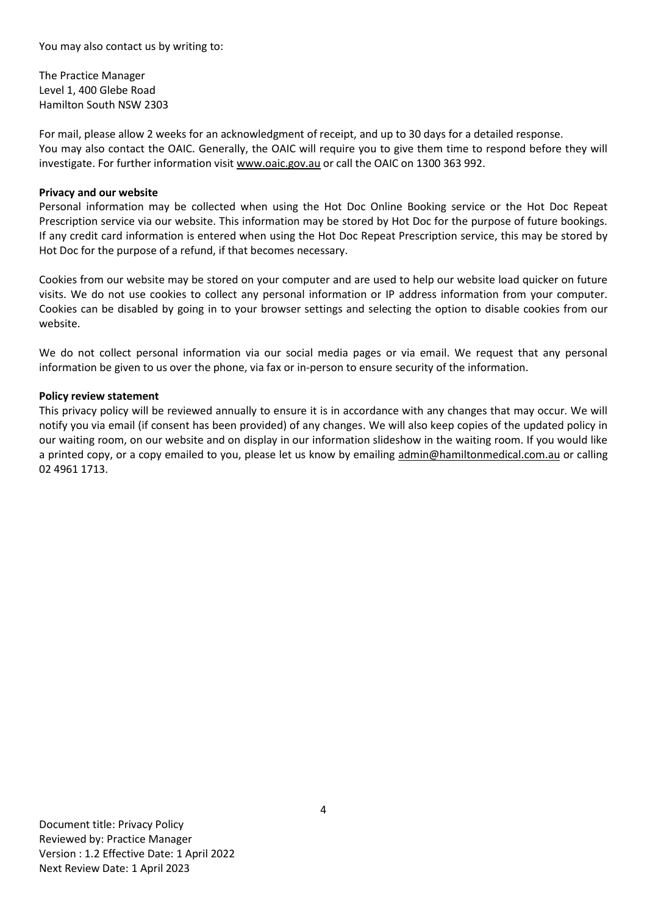You may also contact us by writing to:

The Practice Manager
Level 1, 400 Glebe Road
Hamilton South NSW 2303

For mail, please allow 2 weeks for an acknowledgment of receipt, and up to 30 days for a detailed response. You may also contact the OAIC. Generally, the OAIC will require you to give them time to respond before they will investigate. For further information visit www.oaic.gov.au or call the OAIC on 1300 363 992.

**Privacy and our website**

Personal information may be collected when using the Hot Doc Online Booking service or the Hot Doc Repeat Prescription service via our website. This information may be stored by Hot Doc for the purpose of future bookings. If any credit card information is entered when using the Hot Doc Repeat Prescription service, this may be stored by Hot Doc for the purpose of a refund, if that becomes necessary.

Cookies from our website may be stored on your computer and are used to help our website load quicker on future visits. We do not use cookies to collect any personal information or IP address information from your computer. Cookies can be disabled by going in to your browser settings and selecting the option to disable cookies from our website.

We do not collect personal information via our social media pages or via email. We request that any personal information be given to us over the phone, via fax or in-person to ensure security of the information.

**Policy review statement**

This privacy policy will be reviewed annually to ensure it is in accordance with any changes that may occur. We will notify you via email (if consent has been provided) of any changes. We will also keep copies of the updated policy in our waiting room, on our website and on display in our information slideshow in the waiting room. If you would like a printed copy, or a copy emailed to you, please let us know by emailing admin@hamiltonmedical.com.au or calling 02 4961 1713.